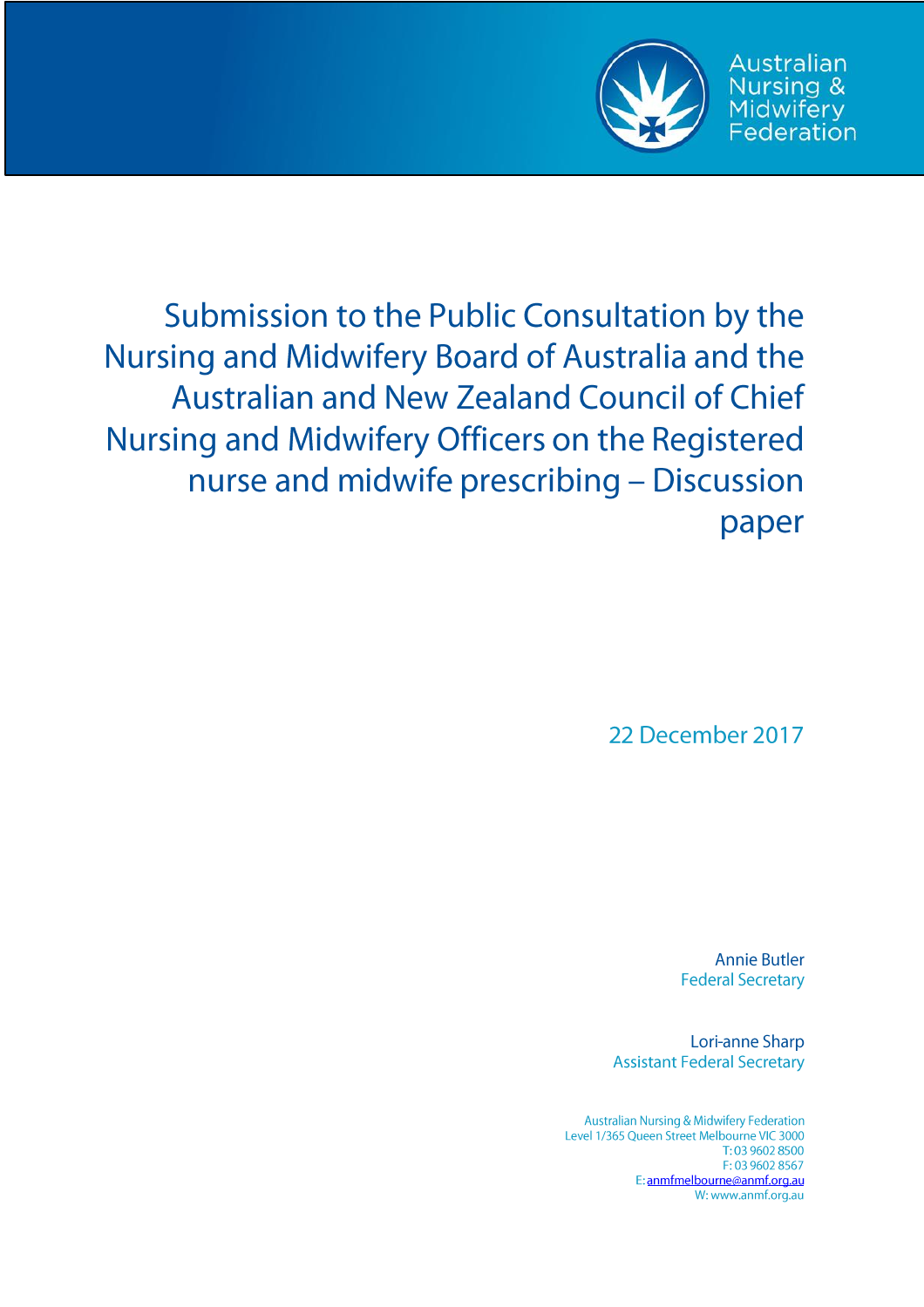Australian Nursing & Midwifery Federation

# Submission to the Public Consultation by the Nursing and Midwifery Board of Australia and the Australian and New Zealand Council of Chief Nursing and Midwifery Officers on the Registered nurse and midwife prescribing – Discussion paper

22 December 2017

Annie Butler
Federal Secretary

Lori-anne Sharp
Assistant Federal Secretary

Australian Nursing & Midwifery Federation
Level 1/365 Queen Street Melbourne VIC 3000
T: 03 9602 8500
F: 03 9602 8567
E: anmfmelbourne@anmf.org.au
W: www.anmf.org.au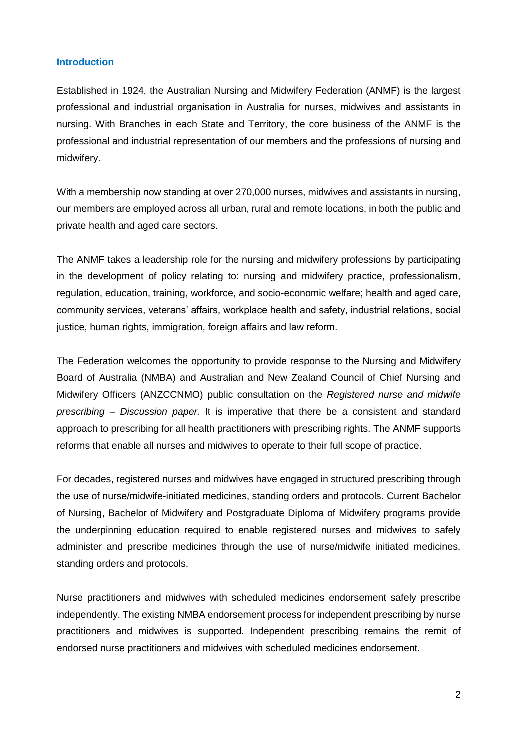## Introduction

Established in 1924, the Australian Nursing and Midwifery Federation (ANMF) is the largest professional and industrial organisation in Australia for nurses, midwives and assistants in nursing. With Branches in each State and Territory, the core business of the ANMF is the professional and industrial representation of our members and the professions of nursing and midwifery.

With a membership now standing at over 270,000 nurses, midwives and assistants in nursing, our members are employed across all urban, rural and remote locations, in both the public and private health and aged care sectors.

The ANMF takes a leadership role for the nursing and midwifery professions by participating in the development of policy relating to: nursing and midwifery practice, professionalism, regulation, education, training, workforce, and socio-economic welfare; health and aged care, community services, veterans' affairs, workplace health and safety, industrial relations, social justice, human rights, immigration, foreign affairs and law reform.

The Federation welcomes the opportunity to provide response to the Nursing and Midwifery Board of Australia (NMBA) and Australian and New Zealand Council of Chief Nursing and Midwifery Officers (ANZCCNMO) public consultation on the *Registered nurse and midwife prescribing – Discussion paper.* It is imperative that there be a consistent and standard approach to prescribing for all health practitioners with prescribing rights. The ANMF supports reforms that enable all nurses and midwives to operate to their full scope of practice.

For decades, registered nurses and midwives have engaged in structured prescribing through the use of nurse/midwife-initiated medicines, standing orders and protocols. Current Bachelor of Nursing, Bachelor of Midwifery and Postgraduate Diploma of Midwifery programs provide the underpinning education required to enable registered nurses and midwives to safely administer and prescribe medicines through the use of nurse/midwife initiated medicines, standing orders and protocols.

Nurse practitioners and midwives with scheduled medicines endorsement safely prescribe independently. The existing NMBA endorsement process for independent prescribing by nurse practitioners and midwives is supported. Independent prescribing remains the remit of endorsed nurse practitioners and midwives with scheduled medicines endorsement.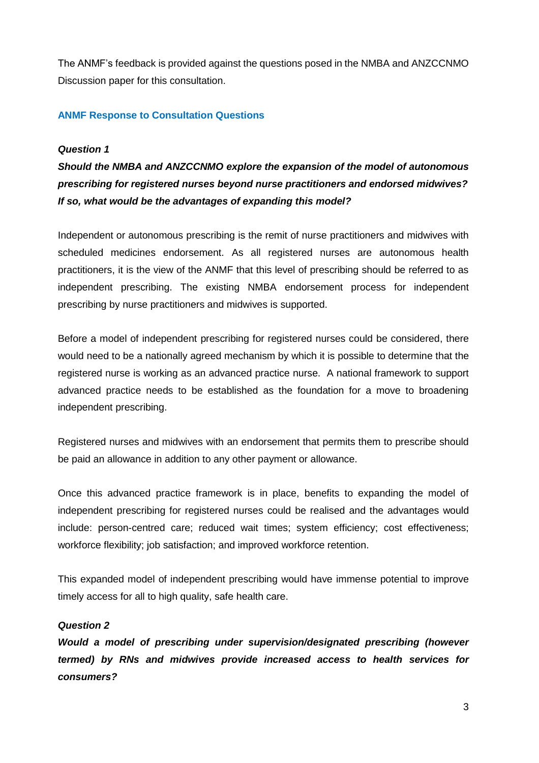The ANMF's feedback is provided against the questions posed in the NMBA and ANZCCNMO Discussion paper for this consultation.

## ANMF Response to Consultation Questions

***Question 1***

***Should the NMBA and ANZCCNMO explore the expansion of the model of autonomous prescribing for registered nurses beyond nurse practitioners and endorsed midwives? If so, what would be the advantages of expanding this model?***

Independent or autonomous prescribing is the remit of nurse practitioners and midwives with scheduled medicines endorsement. As all registered nurses are autonomous health practitioners, it is the view of the ANMF that this level of prescribing should be referred to as independent prescribing. The existing NMBA endorsement process for independent prescribing by nurse practitioners and midwives is supported.

Before a model of independent prescribing for registered nurses could be considered, there would need to be a nationally agreed mechanism by which it is possible to determine that the registered nurse is working as an advanced practice nurse. A national framework to support advanced practice needs to be established as the foundation for a move to broadening independent prescribing.

Registered nurses and midwives with an endorsement that permits them to prescribe should be paid an allowance in addition to any other payment or allowance.

Once this advanced practice framework is in place, benefits to expanding the model of independent prescribing for registered nurses could be realised and the advantages would include: person-centred care; reduced wait times; system efficiency; cost effectiveness; workforce flexibility; job satisfaction; and improved workforce retention.

This expanded model of independent prescribing would have immense potential to improve timely access for all to high quality, safe health care.

***Question 2***

***Would a model of prescribing under supervision/designated prescribing (however termed) by RNs and midwives provide increased access to health services for consumers?***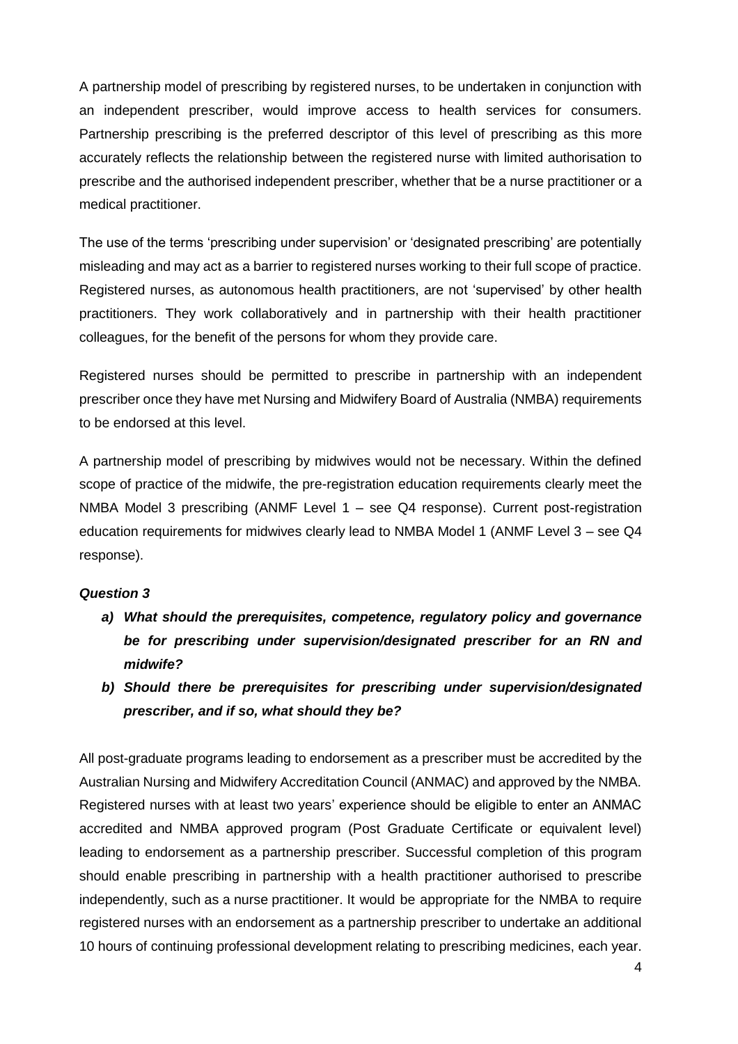A partnership model of prescribing by registered nurses, to be undertaken in conjunction with an independent prescriber, would improve access to health services for consumers. Partnership prescribing is the preferred descriptor of this level of prescribing as this more accurately reflects the relationship between the registered nurse with limited authorisation to prescribe and the authorised independent prescriber, whether that be a nurse practitioner or a medical practitioner.

The use of the terms 'prescribing under supervision' or 'designated prescribing' are potentially misleading and may act as a barrier to registered nurses working to their full scope of practice. Registered nurses, as autonomous health practitioners, are not 'supervised' by other health practitioners. They work collaboratively and in partnership with their health practitioner colleagues, for the benefit of the persons for whom they provide care.

Registered nurses should be permitted to prescribe in partnership with an independent prescriber once they have met Nursing and Midwifery Board of Australia (NMBA) requirements to be endorsed at this level.

A partnership model of prescribing by midwives would not be necessary. Within the defined scope of practice of the midwife, the pre-registration education requirements clearly meet the NMBA Model 3 prescribing (ANMF Level 1 – see Q4 response). Current post-registration education requirements for midwives clearly lead to NMBA Model 1 (ANMF Level 3 – see Q4 response).

### *Question 3*

- ***a) What should the prerequisites, competence, regulatory policy and governance be for prescribing under supervision/designated prescriber for an RN and midwife?***
- ***b) Should there be prerequisites for prescribing under supervision/designated prescriber, and if so, what should they be?***

All post-graduate programs leading to endorsement as a prescriber must be accredited by the Australian Nursing and Midwifery Accreditation Council (ANMAC) and approved by the NMBA. Registered nurses with at least two years' experience should be eligible to enter an ANMAC accredited and NMBA approved program (Post Graduate Certificate or equivalent level) leading to endorsement as a partnership prescriber. Successful completion of this program should enable prescribing in partnership with a health practitioner authorised to prescribe independently, such as a nurse practitioner. It would be appropriate for the NMBA to require registered nurses with an endorsement as a partnership prescriber to undertake an additional 10 hours of continuing professional development relating to prescribing medicines, each year.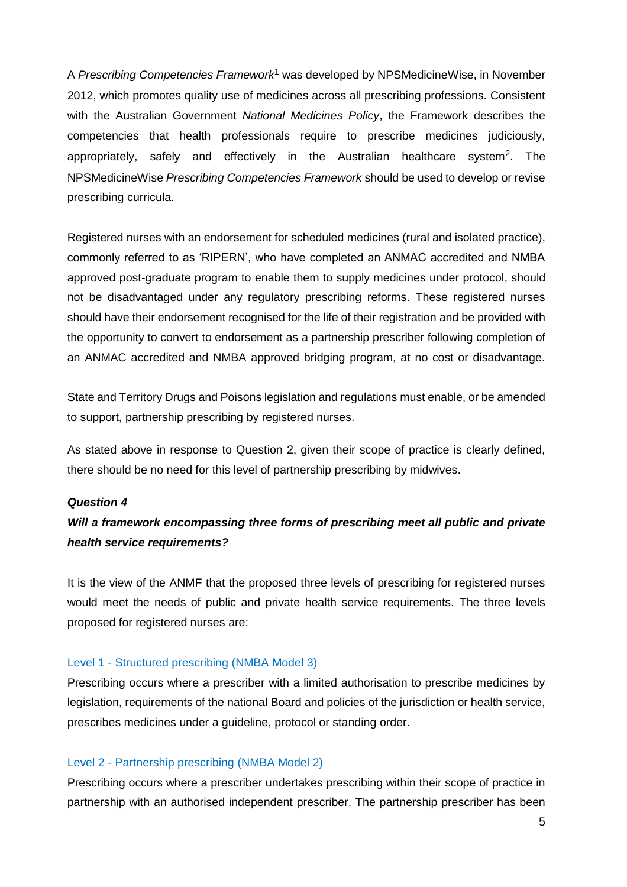A *Prescribing Competencies Framework*[1] was developed by NPSMedicineWise, in November 2012, which promotes quality use of medicines across all prescribing professions. Consistent with the Australian Government *National Medicines Policy*, the Framework describes the competencies that health professionals require to prescribe medicines judiciously, appropriately, safely and effectively in the Australian healthcare system[2]. The NPSMedicineWise *Prescribing Competencies Framework* should be used to develop or revise prescribing curricula.

Registered nurses with an endorsement for scheduled medicines (rural and isolated practice), commonly referred to as 'RIPERN', who have completed an ANMAC accredited and NMBA approved post-graduate program to enable them to supply medicines under protocol, should not be disadvantaged under any regulatory prescribing reforms. These registered nurses should have their endorsement recognised for the life of their registration and be provided with the opportunity to convert to endorsement as a partnership prescriber following completion of an ANMAC accredited and NMBA approved bridging program, at no cost or disadvantage.

State and Territory Drugs and Poisons legislation and regulations must enable, or be amended to support, partnership prescribing by registered nurses.

As stated above in response to Question 2, given their scope of practice is clearly defined, there should be no need for this level of partnership prescribing by midwives.

***Question 4***

***Will a framework encompassing three forms of prescribing meet all public and private health service requirements?***

It is the view of the ANMF that the proposed three levels of prescribing for registered nurses would meet the needs of public and private health service requirements. The three levels proposed for registered nurses are:

#### Level 1 - Structured prescribing (NMBA Model 3)

Prescribing occurs where a prescriber with a limited authorisation to prescribe medicines by legislation, requirements of the national Board and policies of the jurisdiction or health service, prescribes medicines under a guideline, protocol or standing order.

#### Level 2 - Partnership prescribing (NMBA Model 2)

Prescribing occurs where a prescriber undertakes prescribing within their scope of practice in partnership with an authorised independent prescriber. The partnership prescriber has been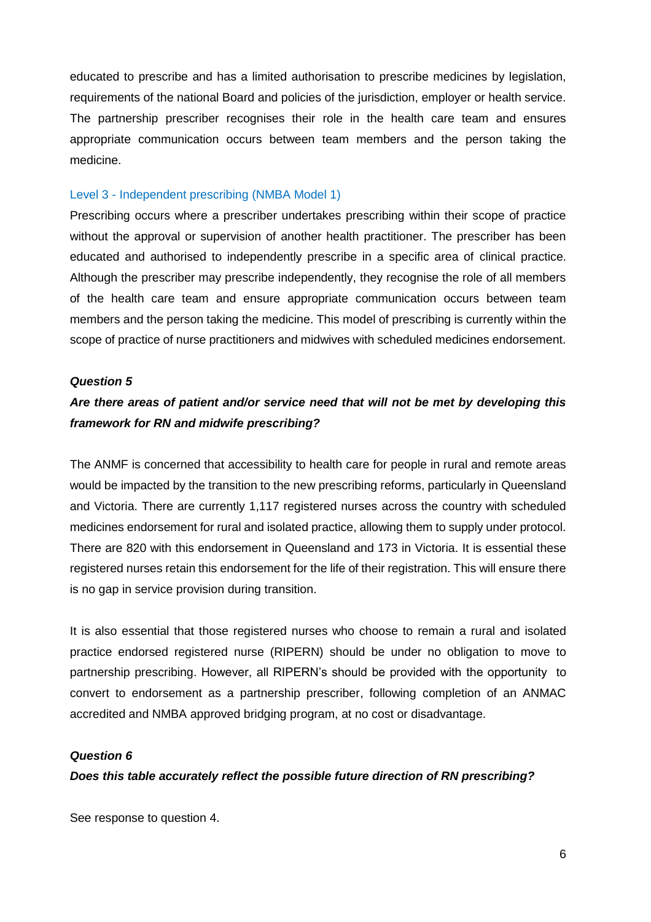educated to prescribe and has a limited authorisation to prescribe medicines by legislation, requirements of the national Board and policies of the jurisdiction, employer or health service. The partnership prescriber recognises their role in the health care team and ensures appropriate communication occurs between team members and the person taking the medicine.

### Level 3 - Independent prescribing (NMBA Model 1)

Prescribing occurs where a prescriber undertakes prescribing within their scope of practice without the approval or supervision of another health practitioner. The prescriber has been educated and authorised to independently prescribe in a specific area of clinical practice. Although the prescriber may prescribe independently, they recognise the role of all members of the health care team and ensure appropriate communication occurs between team members and the person taking the medicine. This model of prescribing is currently within the scope of practice of nurse practitioners and midwives with scheduled medicines endorsement.

***Question 5***

***Are there areas of patient and/or service need that will not be met by developing this framework for RN and midwife prescribing?***

The ANMF is concerned that accessibility to health care for people in rural and remote areas would be impacted by the transition to the new prescribing reforms, particularly in Queensland and Victoria. There are currently 1,117 registered nurses across the country with scheduled medicines endorsement for rural and isolated practice, allowing them to supply under protocol. There are 820 with this endorsement in Queensland and 173 in Victoria. It is essential these registered nurses retain this endorsement for the life of their registration. This will ensure there is no gap in service provision during transition.

It is also essential that those registered nurses who choose to remain a rural and isolated practice endorsed registered nurse (RIPERN) should be under no obligation to move to partnership prescribing. However, all RIPERN's should be provided with the opportunity to convert to endorsement as a partnership prescriber, following completion of an ANMAC accredited and NMBA approved bridging program, at no cost or disadvantage.

***Question 6***

***Does this table accurately reflect the possible future direction of RN prescribing?***

See response to question 4.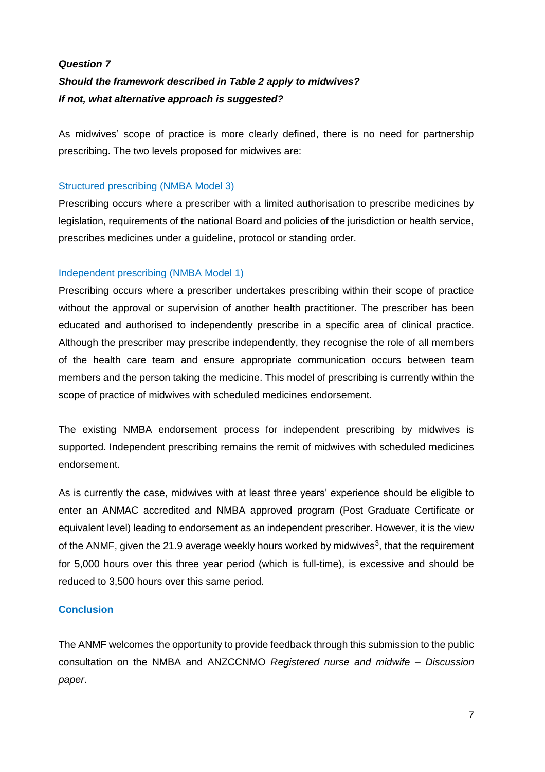***Question 7***

***Should the framework described in Table 2 apply to midwives?***

***If not, what alternative approach is suggested?***

As midwives' scope of practice is more clearly defined, there is no need for partnership prescribing. The two levels proposed for midwives are:

### Structured prescribing (NMBA Model 3)

Prescribing occurs where a prescriber with a limited authorisation to prescribe medicines by legislation, requirements of the national Board and policies of the jurisdiction or health service, prescribes medicines under a guideline, protocol or standing order.

### Independent prescribing (NMBA Model 1)

Prescribing occurs where a prescriber undertakes prescribing within their scope of practice without the approval or supervision of another health practitioner. The prescriber has been educated and authorised to independently prescribe in a specific area of clinical practice. Although the prescriber may prescribe independently, they recognise the role of all members of the health care team and ensure appropriate communication occurs between team members and the person taking the medicine. This model of prescribing is currently within the scope of practice of midwives with scheduled medicines endorsement.

The existing NMBA endorsement process for independent prescribing by midwives is supported. Independent prescribing remains the remit of midwives with scheduled medicines endorsement.

As is currently the case, midwives with at least three years' experience should be eligible to enter an ANMAC accredited and NMBA approved program (Post Graduate Certificate or equivalent level) leading to endorsement as an independent prescriber. However, it is the view of the ANMF, given the 21.9 average weekly hours worked by midwives[3], that the requirement for 5,000 hours over this three year period (which is full-time), is excessive and should be reduced to 3,500 hours over this same period.

## **Conclusion**

The ANMF welcomes the opportunity to provide feedback through this submission to the public consultation on the NMBA and ANZCCNMO *Registered nurse and midwife – Discussion paper*.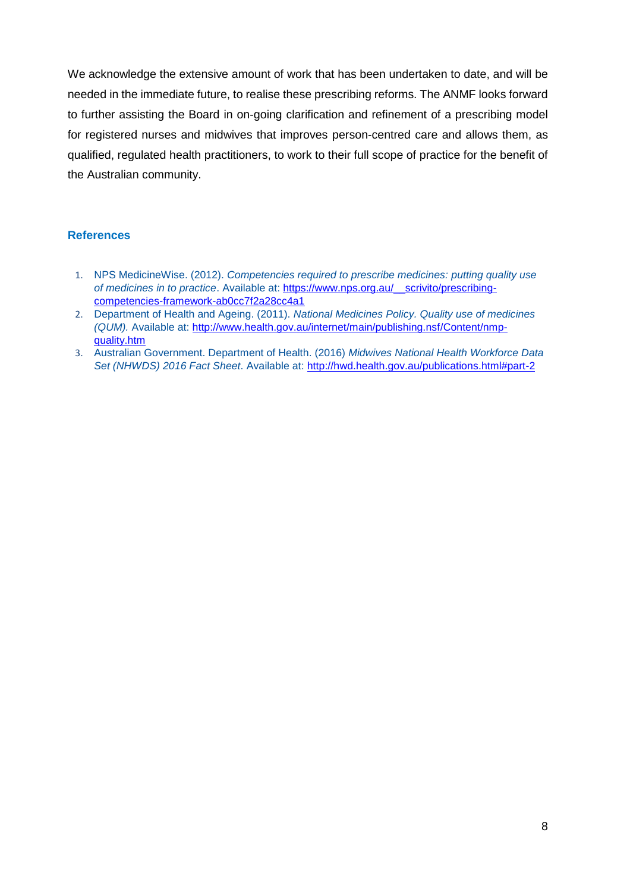We acknowledge the extensive amount of work that has been undertaken to date, and will be needed in the immediate future, to realise these prescribing reforms. The ANMF looks forward to further assisting the Board in on-going clarification and refinement of a prescribing model for registered nurses and midwives that improves person-centred care and allows them, as qualified, regulated health practitioners, to work to their full scope of practice for the benefit of the Australian community.

## References

1. NPS MedicineWise. (2012). *Competencies required to prescribe medicines: putting quality use of medicines in to practice*. Available at: https://www.nps.org.au/__scrivito/prescribing-competencies-framework-ab0cc7f2a28cc4a1
2. Department of Health and Ageing. (2011). *National Medicines Policy. Quality use of medicines (QUM).* Available at: http://www.health.gov.au/internet/main/publishing.nsf/Content/nmp-quality.htm
3. Australian Government. Department of Health. (2016) *Midwives National Health Workforce Data Set (NHWDS) 2016 Fact Sheet*. Available at: http://hwd.health.gov.au/publications.html#part-2